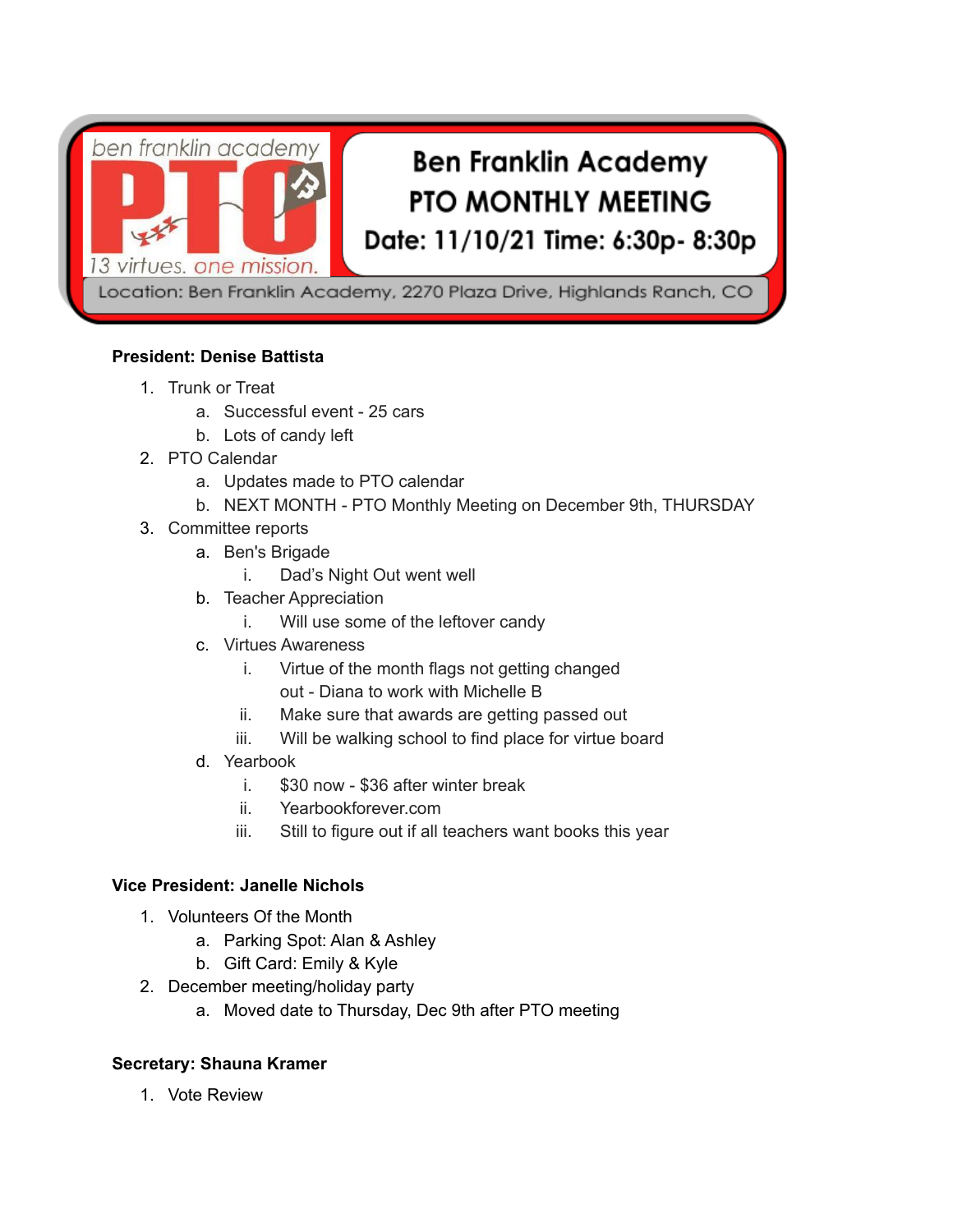ben franklin academy PTO

13 virtues. one mission.

# Ben Franklin Academy PTO MONTHLY MEETING

**Date: 11/10/21 Time: 6:30p- 8:30p**

Location: Ben Franklin Academy, 2270 Plaza Drive, Highlands Ranch, CO

**President: Denise Battista**

1. Trunk or Treat
   a. Successful event - 25 cars
   b. Lots of candy left
2. PTO Calendar
   a. Updates made to PTO calendar
   b. NEXT MONTH - PTO Monthly Meeting on December 9th, THURSDAY
3. Committee reports
   a. Ben's Brigade
      i. Dad's Night Out went well
   b. Teacher Appreciation
      i. Will use some of the leftover candy
   c. Virtues Awareness
      i. Virtue of the month flags not getting changed out - Diana to work with Michelle B
      ii. Make sure that awards are getting passed out
      iii. Will be walking school to find place for virtue board
   d. Yearbook
      i. $30 now - $36 after winter break
      ii. Yearbookforever.com
      iii. Still to figure out if all teachers want books this year

**Vice President: Janelle Nichols**

1. Volunteers Of the Month
   a. Parking Spot: Alan & Ashley
   b. Gift Card: Emily & Kyle
2. December meeting/holiday party
   a. Moved date to Thursday, Dec 9th after PTO meeting

**Secretary: Shauna Kramer**

1. Vote Review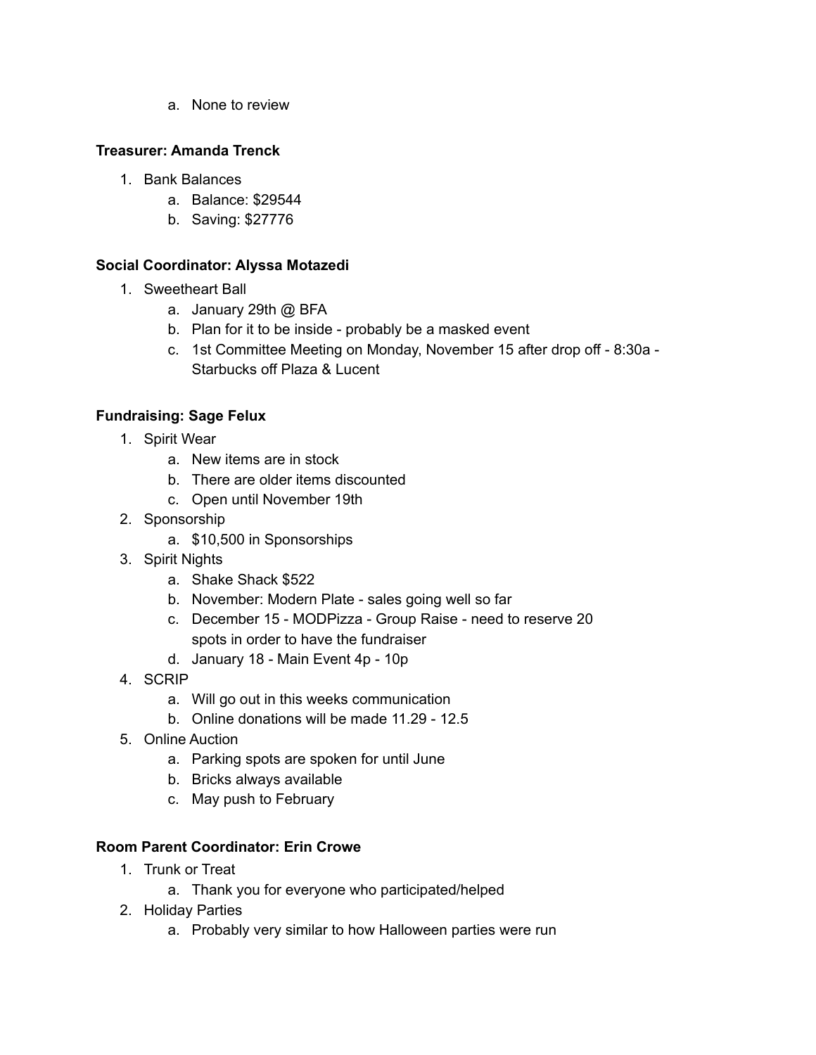a. None to review

**Treasurer: Amanda Trenck**

1. Bank Balances
   a. Balance: $29544
   b. Saving: $27776

**Social Coordinator: Alyssa Motazedi**

1. Sweetheart Ball
   a. January 29th @ BFA
   b. Plan for it to be inside - probably be a masked event
   c. 1st Committee Meeting on Monday, November 15 after drop off - 8:30a - Starbucks off Plaza & Lucent

**Fundraising: Sage Felux**

1. Spirit Wear
   a. New items are in stock
   b. There are older items discounted
   c. Open until November 19th
2. Sponsorship
   a. $10,500 in Sponsorships
3. Spirit Nights
   a. Shake Shack $522
   b. November: Modern Plate - sales going well so far
   c. December 15 - MODPizza - Group Raise - need to reserve 20 spots in order to have the fundraiser
   d. January 18 - Main Event 4p - 10p
4. SCRIP
   a. Will go out in this weeks communication
   b. Online donations will be made 11.29 - 12.5
5. Online Auction
   a. Parking spots are spoken for until June
   b. Bricks always available
   c. May push to February

**Room Parent Coordinator: Erin Crowe**

1. Trunk or Treat
   a. Thank you for everyone who participated/helped
2. Holiday Parties
   a. Probably very similar to how Halloween parties were run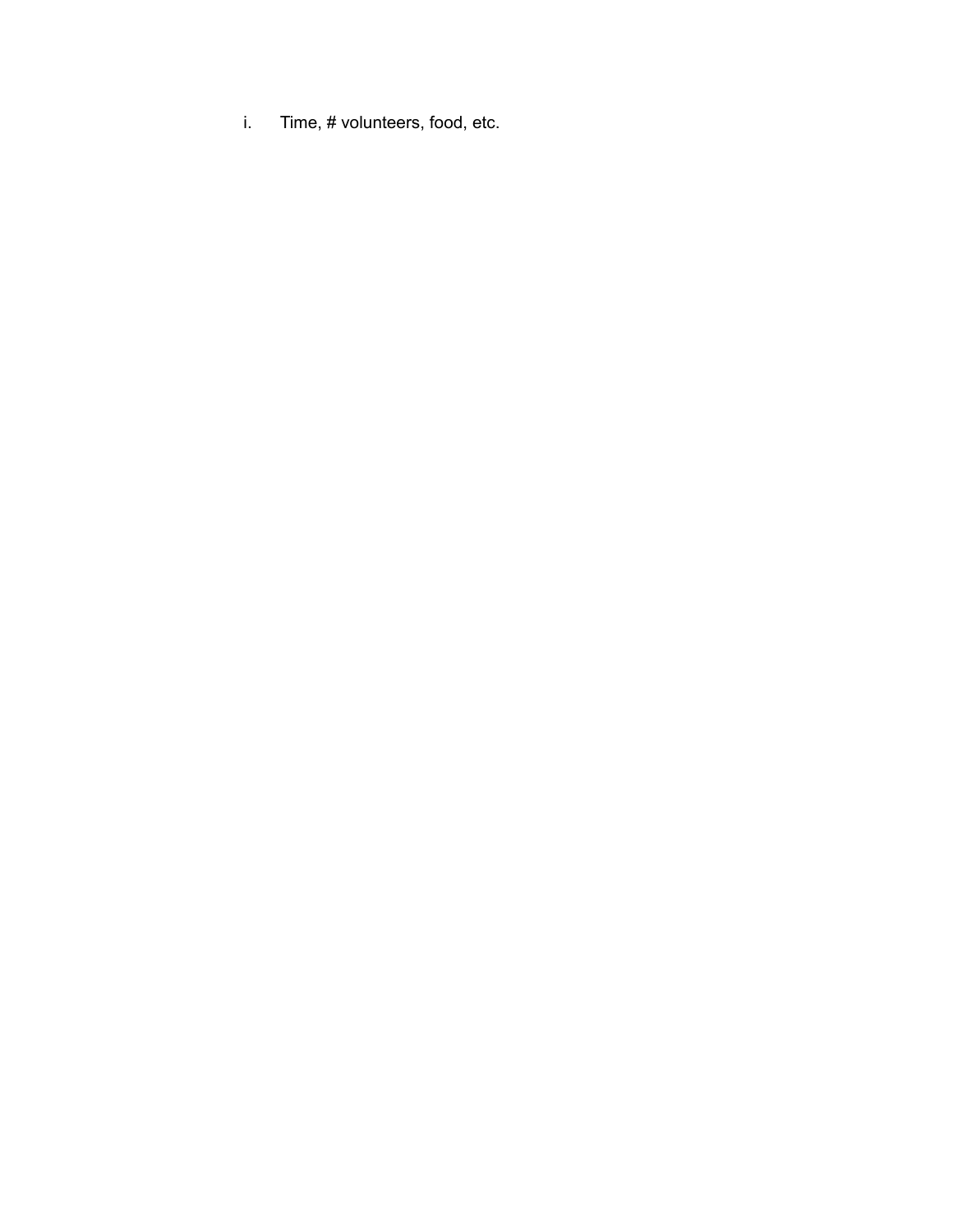i. Time, # volunteers, food, etc.